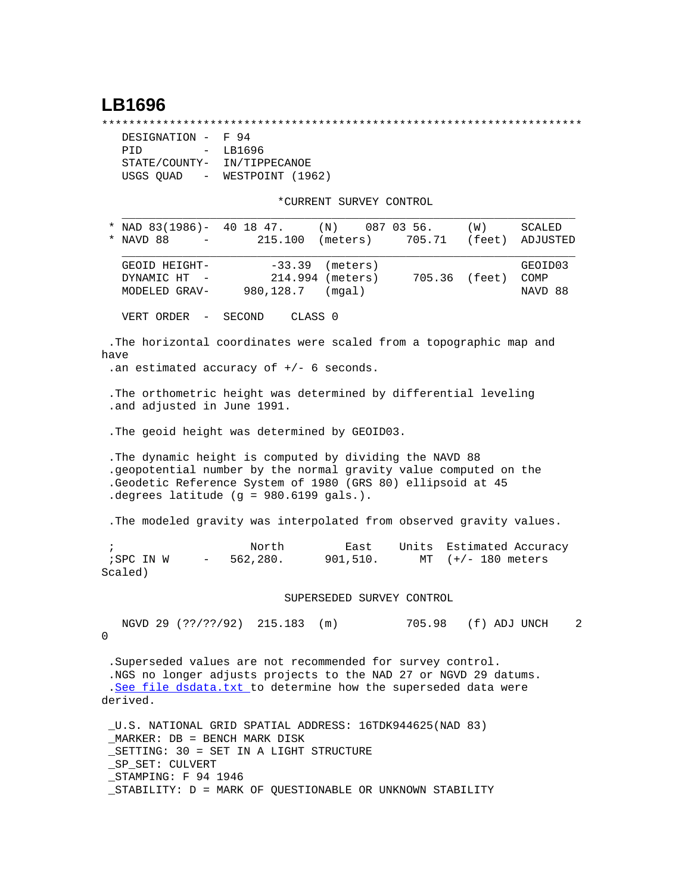# LB1696

```
***********************************************************************
 DESIGNATION -  F 94
 PID         -  LB1696
 STATE/COUNTY-  IN/TIPPECANOE
 USGS QUAD   -  WESTPOINT (1962)

                        *CURRENT SURVEY CONTROL
 ___________________________________________________________________
* NAD 83(1986)-  40 18 47.     (N)    087 03 56.     (W)     SCALED
* NAVD 88     -       215.100  (meters)     705.71   (feet)  ADJUSTED
 ___________________________________________________________________
 GEOID HEIGHT-        -33.39  (meters)                       GEOID03
 DYNAMIC HT  -        214.994 (meters)      705.36  (feet)   COMP
 MODELED GRAV-     980,128.7  (mgal)                         NAVD 88

 VERT ORDER  -  SECOND    CLASS 0

.The horizontal coordinates were scaled from a topographic map and
have
.an estimated accuracy of +/- 6 seconds.

.The orthometric height was determined by differential leveling
.and adjusted in June 1991.

.The geoid height was determined by GEOID03.

.The dynamic height is computed by dividing the NAVD 88
.geopotential number by the normal gravity value computed on the
.Geodetic Reference System of 1980 (GRS 80) ellipsoid at 45
.degrees latitude (g = 980.6199 gals.).

.The modeled gravity was interpolated from observed gravity values.

;                   North        East     Units  Estimated Accuracy
;SPC IN W     -   562,280.     901,510.     MT  (+/- 180 meters
Scaled)

                        SUPERSEDED SURVEY CONTROL

 NGVD 29 (??/??/92)  215.183  (m)          705.98   (f) ADJ UNCH    2
0

.Superseded values are not recommended for survey control.
.NGS no longer adjusts projects to the NAD 27 or NGVD 29 datums.
.See file dsdata.txt to determine how the superseded data were
derived.

_U.S. NATIONAL GRID SPATIAL ADDRESS: 16TDK944625(NAD 83)
_MARKER: DB = BENCH MARK DISK
_SETTING: 30 = SET IN A LIGHT STRUCTURE
_SP_SET: CULVERT
_STAMPING: F 94 1946
_STABILITY: D = MARK OF QUESTIONABLE OR UNKNOWN STABILITY
```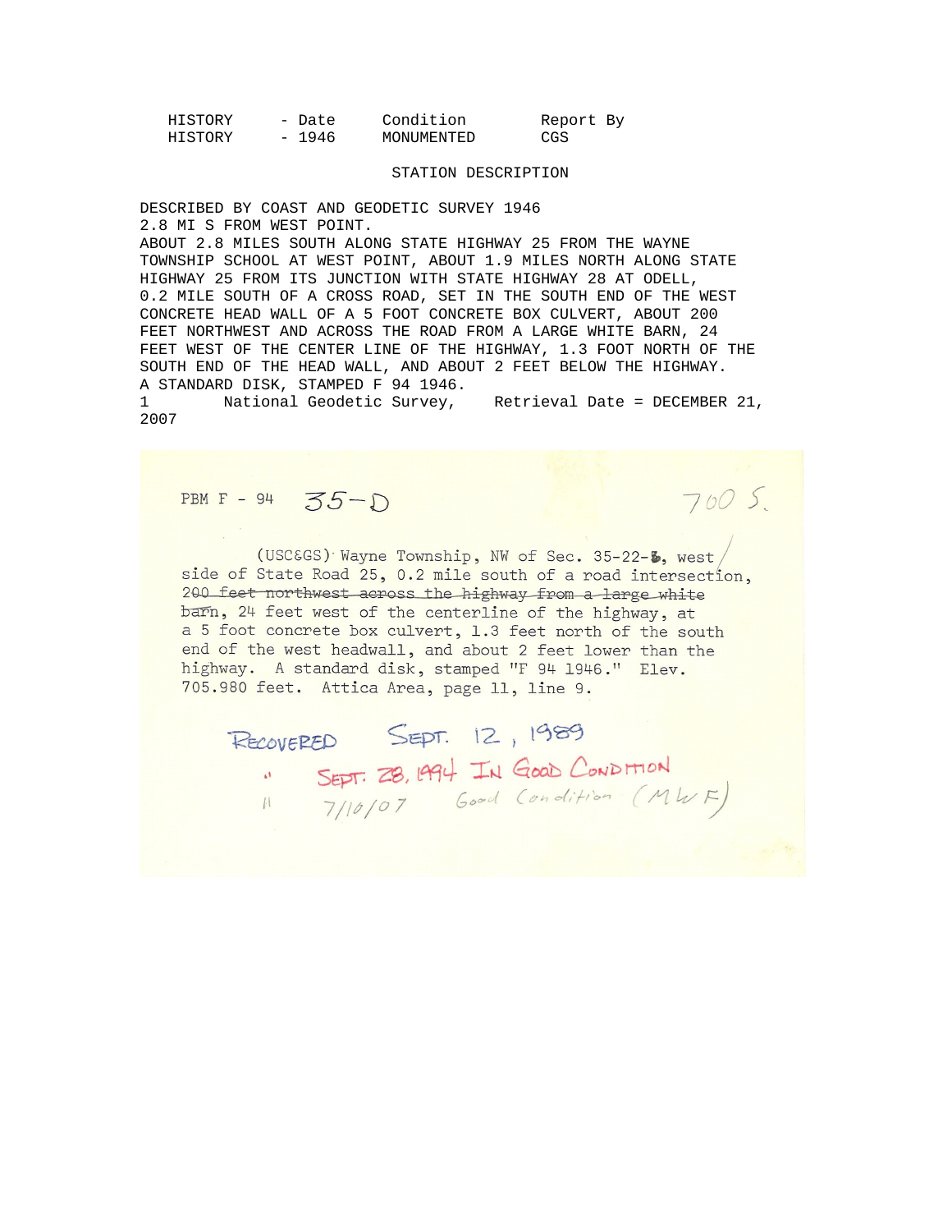| HISTORY | - Date | Condition | Report By |
| --- | --- | --- | --- |
| HISTORY | - 1946 | MONUMENTED | CGS |

STATION DESCRIPTION

DESCRIBED BY COAST AND GEODETIC SURVEY 1946
2.8 MI S FROM WEST POINT.
ABOUT 2.8 MILES SOUTH ALONG STATE HIGHWAY 25 FROM THE WAYNE TOWNSHIP SCHOOL AT WEST POINT, ABOUT 1.9 MILES NORTH ALONG STATE HIGHWAY 25 FROM ITS JUNCTION WITH STATE HIGHWAY 28 AT ODELL, 0.2 MILE SOUTH OF A CROSS ROAD, SET IN THE SOUTH END OF THE WEST CONCRETE HEAD WALL OF A 5 FOOT CONCRETE BOX CULVERT, ABOUT 200 FEET NORTHWEST AND ACROSS THE ROAD FROM A LARGE WHITE BARN, 24 FEET WEST OF THE CENTER LINE OF THE HIGHWAY, 1.3 FOOT NORTH OF THE SOUTH END OF THE HEAD WALL, AND ABOUT 2 FEET BELOW THE HIGHWAY.
A STANDARD DISK, STAMPED F 94 1946.

1 National Geodetic Survey, Retrieval Date = DECEMBER 21, 2007

PBM F - 94 35-D 700 S.

(USC&GS) Wayne Township, NW of Sec. 35-22-5, west side of State Road 25, 0.2 mile south of a road intersection, ~~200 feet northwest across the highway from a large white barn~~, 24 feet west of the centerline of the highway, at a 5 foot concrete box culvert, 1.3 feet north of the south end of the west headwall, and about 2 feet lower than the highway. A standard disk, stamped "F 94 1946." Elev. 705.980 feet. Attica Area, page 11, line 9.

RECOVERED SEPT. 12, 1989
" SEPT. 28, 1994 IN GOOD CONDITION
" 7/10/07 Good Condition (MWF)